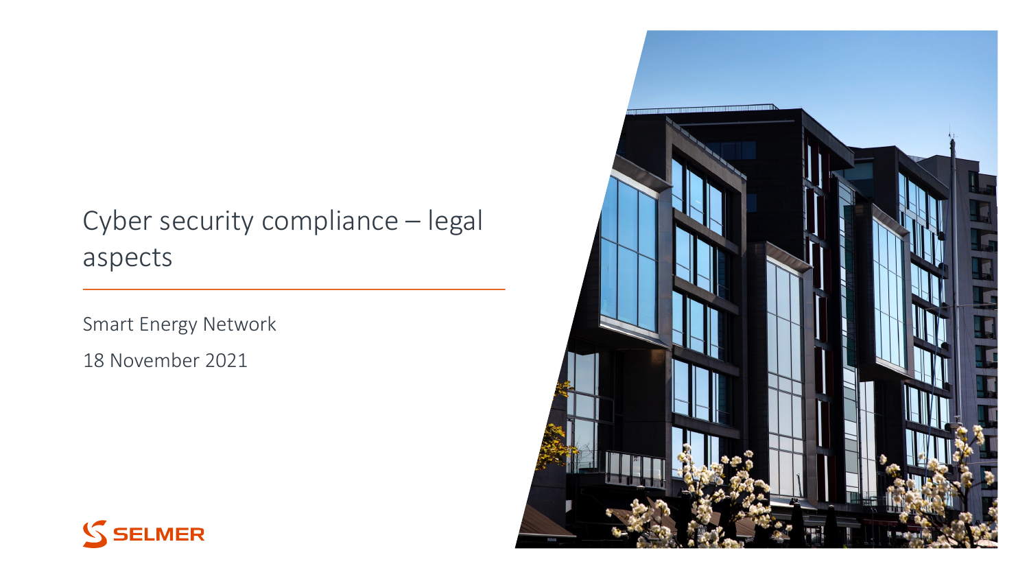# Cyber security compliance – legal aspects

Smart Energy Network

18 November 2021

SELMER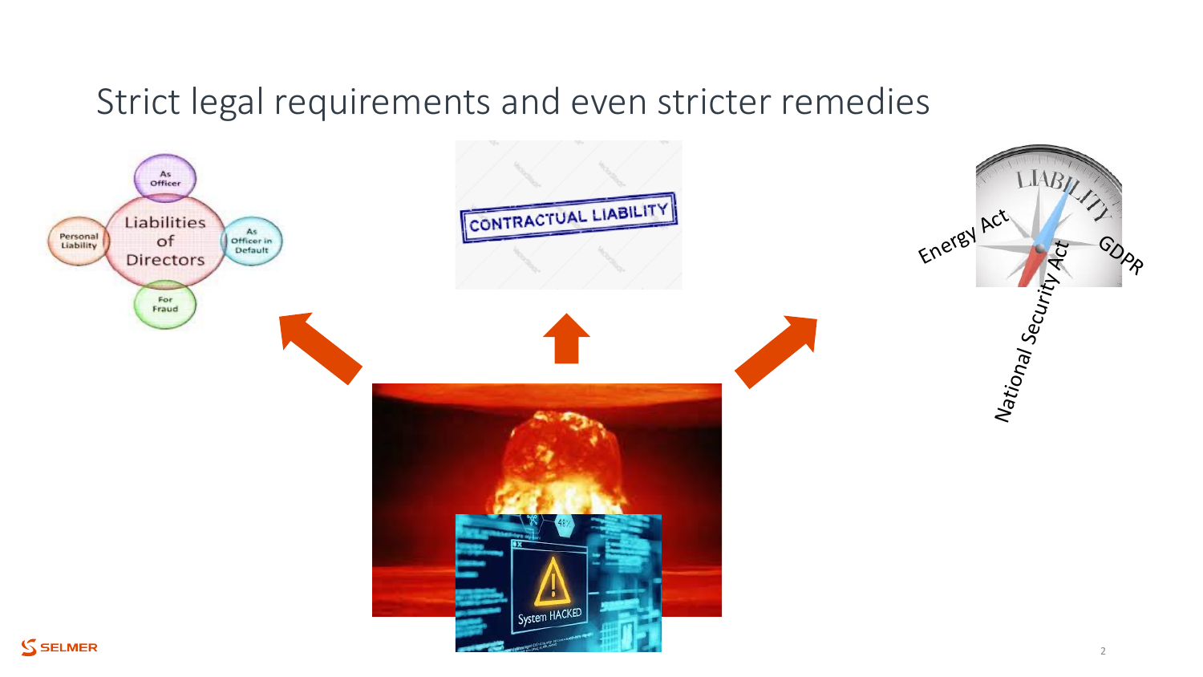# Strict legal requirements and even stricter remedies

Liabilities of Directors

- As Officer
- As Officer in Default
- For Fraud
- Personal Liability

CONTRACTUAL LIABILITY

LIABILITY

Energy Act

GDPR

National Security Act

System HACKED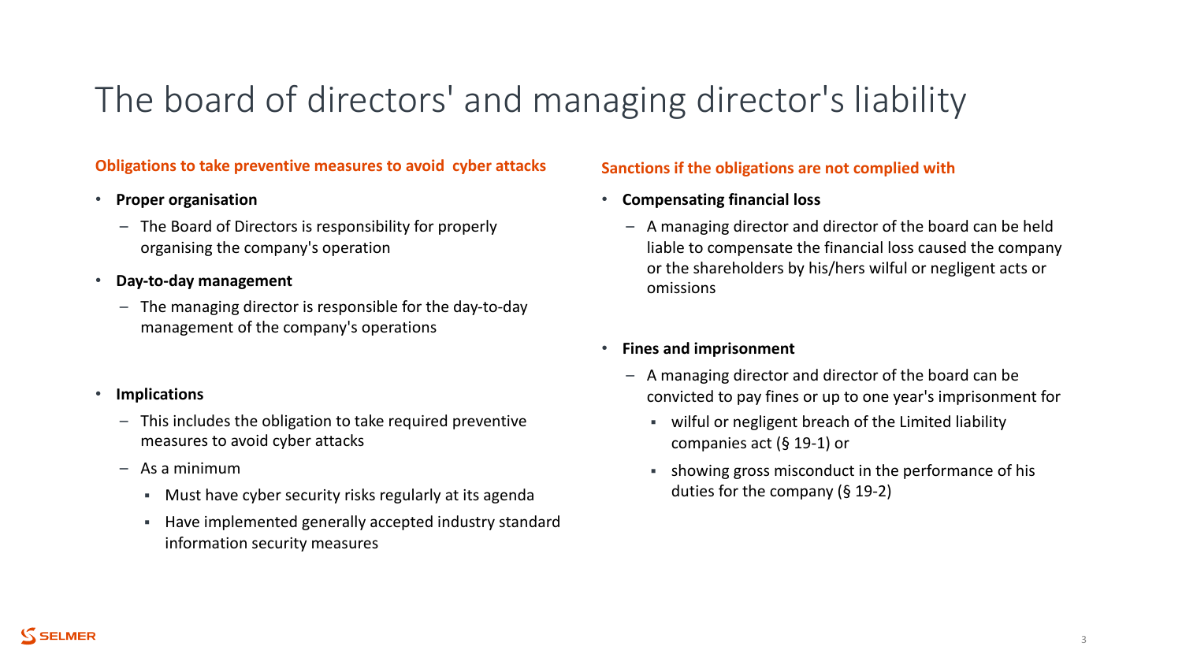# The board of directors' and managing director's liability

**Obligations to take preventive measures to avoid cyber attacks**

- **Proper organisation**
  - The Board of Directors is responsibility for properly organising the company's operation
- **Day-to-day management**
  - The managing director is responsible for the day-to-day management of the company's operations
- **Implications**
  - This includes the obligation to take required preventive measures to avoid cyber attacks
  - As a minimum
    - Must have cyber security risks regularly at its agenda
    - Have implemented generally accepted industry standard information security measures

**Sanctions if the obligations are not complied with**

- **Compensating financial loss**
  - A managing director and director of the board can be held liable to compensate the financial loss caused the company or the shareholders by his/hers wilful or negligent acts or omissions
- **Fines and imprisonment**
  - A managing director and director of the board can be convicted to pay fines or up to one year's imprisonment for
    - wilful or negligent breach of the Limited liability companies act (§ 19-1) or
    - showing gross misconduct in the performance of his duties for the company (§ 19-2)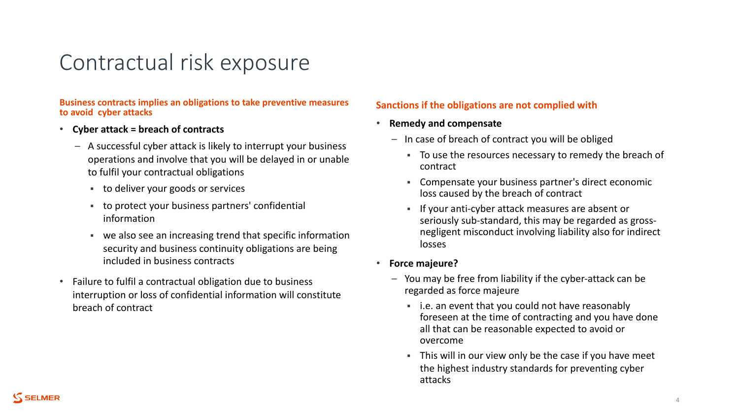# Contractual risk exposure

**Business contracts implies an obligations to take preventive measures to avoid cyber attacks**

- **Cyber attack = breach of contracts**
  - A successful cyber attack is likely to interrupt your business operations and involve that you will be delayed in or unable to fulfil your contractual obligations
    - to deliver your goods or services
    - to protect your business partners' confidential information
    - we also see an increasing trend that specific information security and business continuity obligations are being included in business contracts
- Failure to fulfil a contractual obligation due to business interruption or loss of confidential information will constitute breach of contract

**Sanctions if the obligations are not complied with**

- **Remedy and compensate**
  - In case of breach of contract you will be obliged
    - To use the resources necessary to remedy the breach of contract
    - Compensate your business partner's direct economic loss caused by the breach of contract
    - If your anti-cyber attack measures are absent or seriously sub-standard, this may be regarded as gross-negligent misconduct involving liability also for indirect losses
- **Force majeure?**
  - You may be free from liability if the cyber-attack can be regarded as force majeure
    - i.e. an event that you could not have reasonably foreseen at the time of contracting and you have done all that can be reasonable expected to avoid or overcome
    - This will in our view only be the case if you have meet the highest industry standards for preventing cyber attacks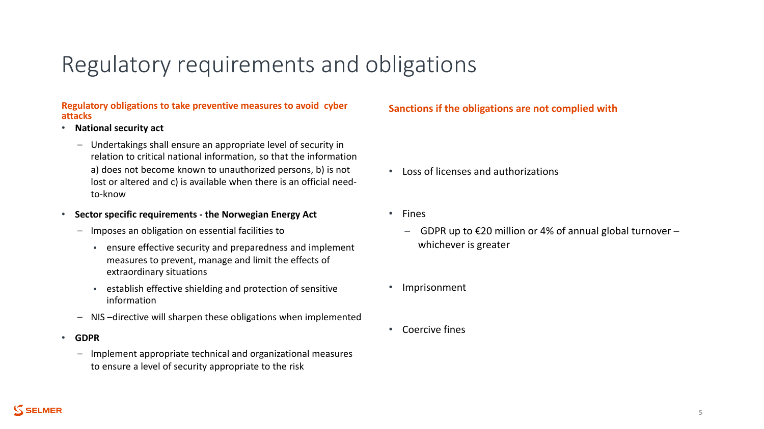# Regulatory requirements and obligations

**Regulatory obligations to take preventive measures to avoid cyber attacks**

- **National security act**
  - Undertakings shall ensure an appropriate level of security in relation to critical national information, so that the information a) does not become known to unauthorized persons, b) is not lost or altered and c) is available when there is an official need-to-know
- **Sector specific requirements - the Norwegian Energy Act**
  - Imposes an obligation on essential facilities to
    - ensure effective security and preparedness and implement measures to prevent, manage and limit the effects of extraordinary situations
    - establish effective shielding and protection of sensitive information
  - NIS –directive will sharpen these obligations when implemented
- **GDPR**
  - Implement appropriate technical and organizational measures to ensure a level of security appropriate to the risk

**Sanctions if the obligations are not complied with**

- Loss of licenses and authorizations
- Fines
  - GDPR up to €20 million or 4% of annual global turnover – whichever is greater
- Imprisonment
- Coercive fines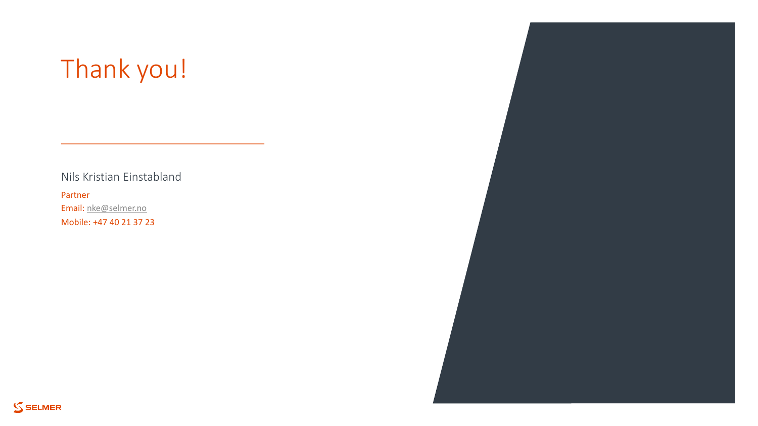# Thank you!

Nils Kristian Einstabland

Partner

Email: nke@selmer.no

Mobile: +47 40 21 37 23